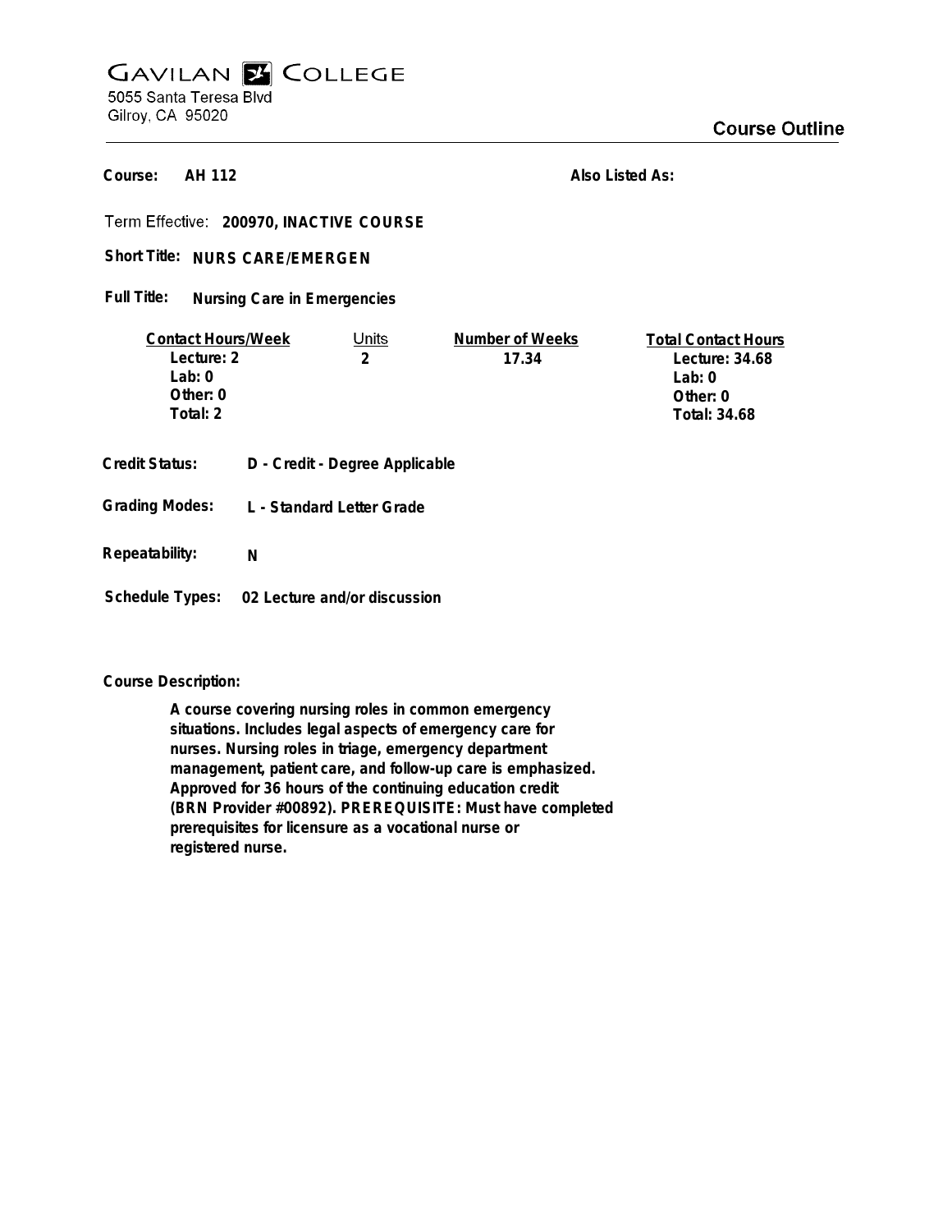# GAVILAN COLLEGE

5055 Santa Teresa Blvd
Gilroy, CA 95020

## Course Outline

**Course:** AH 112

**Also Listed As:**

**Term Effective:** 200970, INACTIVE COURSE

**Short Title:** NURS CARE/EMERGEN

**Full Title:** Nursing Care in Emergencies

| Contact Hours/Week | Units | Number of Weeks | Total Contact Hours |
|---|---|---|---|
| Lecture: 2 | 2 | 17.34 | Lecture: 34.68 |
| Lab: 0 | | | Lab: 0 |
| Other: 0 | | | Other: 0 |
| Total: 2 | | | Total: 34.68 |

**Credit Status:** D - Credit - Degree Applicable

**Grading Modes:** L - Standard Letter Grade

**Repeatability:** N

**Schedule Types:** 02 Lecture and/or discussion

**Course Description:**

A course covering nursing roles in common emergency situations. Includes legal aspects of emergency care for nurses. Nursing roles in triage, emergency department management, patient care, and follow-up care is emphasized. Approved for 36 hours of the continuing education credit (BRN Provider #00892). PREREQUISITE: Must have completed prerequisites for licensure as a vocational nurse or registered nurse.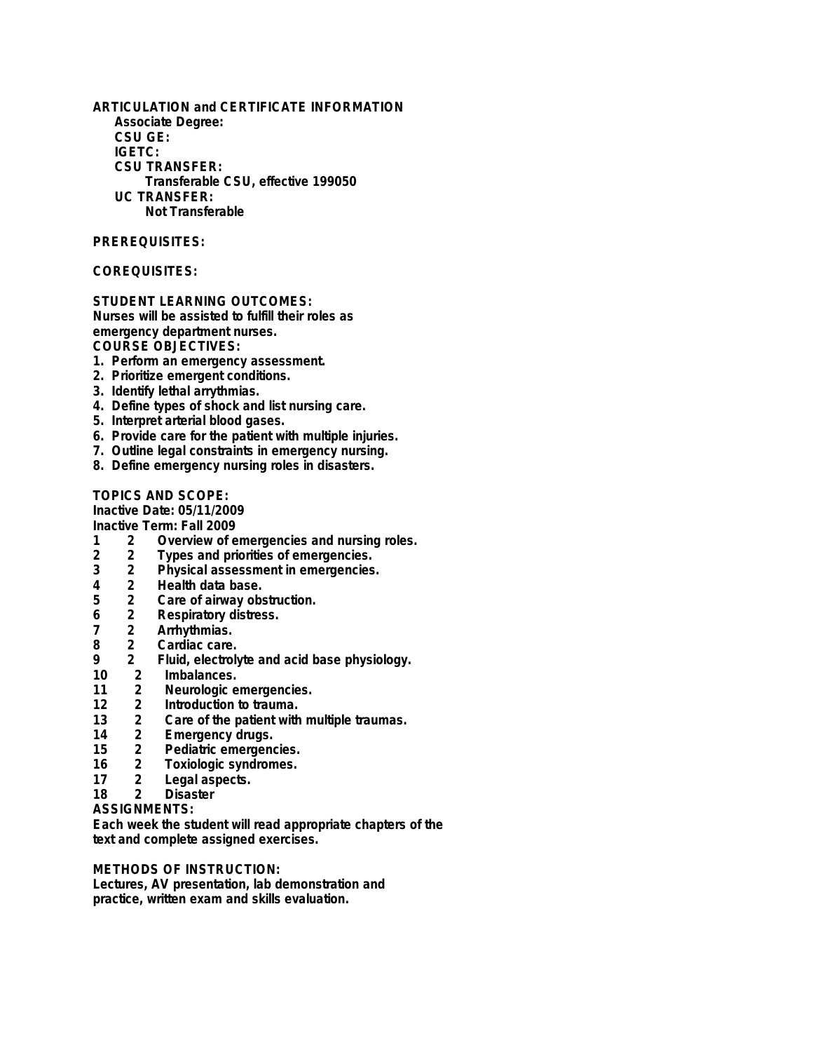**ARTICULATION and CERTIFICATE INFORMATION**

**Associate Degree:**

**CSU GE:**

**IGETC:**

**CSU TRANSFER:**

Transferable CSU, effective 199050

**UC TRANSFER:**

Not Transferable

**PREREQUISITES:**

**COREQUISITES:**

**STUDENT LEARNING OUTCOMES:**

Nurses will be assisted to fulfill their roles as emergency department nurses.

**COURSE OBJECTIVES:**

1. Perform an emergency assessment.
2. Prioritize emergent conditions.
3. Identify lethal arrythmias.
4. Define types of shock and list nursing care.
5. Interpret arterial blood gases.
6. Provide care for the patient with multiple injuries.
7. Outline legal constraints in emergency nursing.
8. Define emergency nursing roles in disasters.

**TOPICS AND SCOPE:**

Inactive Date: 05/11/2009

Inactive Term: Fall 2009

1 2 Overview of emergencies and nursing roles.
2 2 Types and priorities of emergencies.
3 2 Physical assessment in emergencies.
4 2 Health data base.
5 2 Care of airway obstruction.
6 2 Respiratory distress.
7 2 Arrhythmias.
8 2 Cardiac care.
9 2 Fluid, electrolyte and acid base physiology.
10 2 Imbalances.
11 2 Neurologic emergencies.
12 2 Introduction to trauma.
13 2 Care of the patient with multiple traumas.
14 2 Emergency drugs.
15 2 Pediatric emergencies.
16 2 Toxiologic syndromes.
17 2 Legal aspects.
18 2 Disaster

**ASSIGNMENTS:**

Each week the student will read appropriate chapters of the text and complete assigned exercises.

**METHODS OF INSTRUCTION:**

Lectures, AV presentation, lab demonstration and practice, written exam and skills evaluation.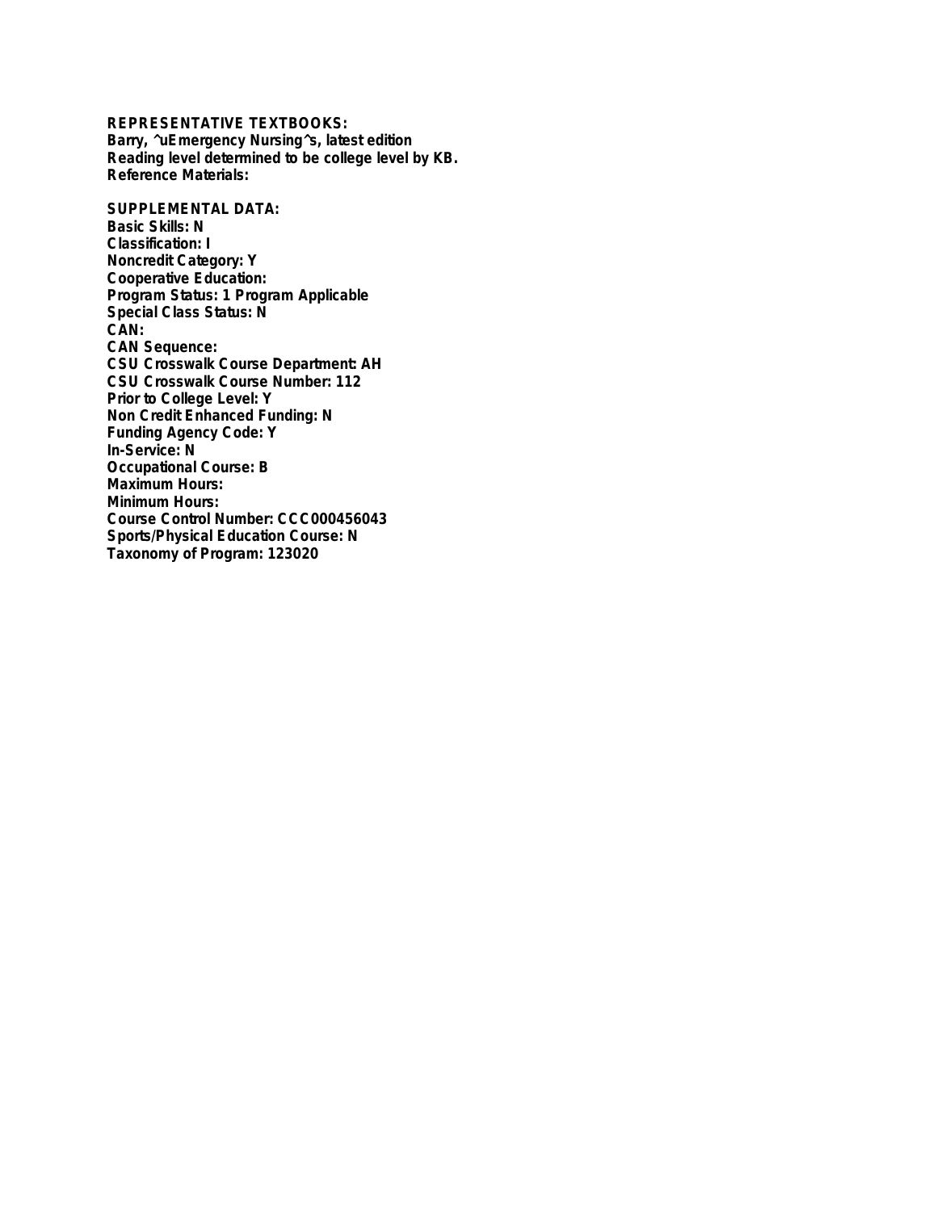**REPRESENTATIVE TEXTBOOKS:**
**Barry, ^uEmergency Nursing^s, latest edition**
**Reading level determined to be college level by KB.**
**Reference Materials:**

**SUPPLEMENTAL DATA:**
**Basic Skills: N**
**Classification: I**
**Noncredit Category: Y**
**Cooperative Education:**
**Program Status: 1 Program Applicable**
**Special Class Status: N**
**CAN:**
**CAN Sequence:**
**CSU Crosswalk Course Department: AH**
**CSU Crosswalk Course Number: 112**
**Prior to College Level: Y**
**Non Credit Enhanced Funding: N**
**Funding Agency Code: Y**
**In-Service: N**
**Occupational Course: B**
**Maximum Hours:**
**Minimum Hours:**
**Course Control Number: CCC000456043**
**Sports/Physical Education Course: N**
**Taxonomy of Program: 123020**